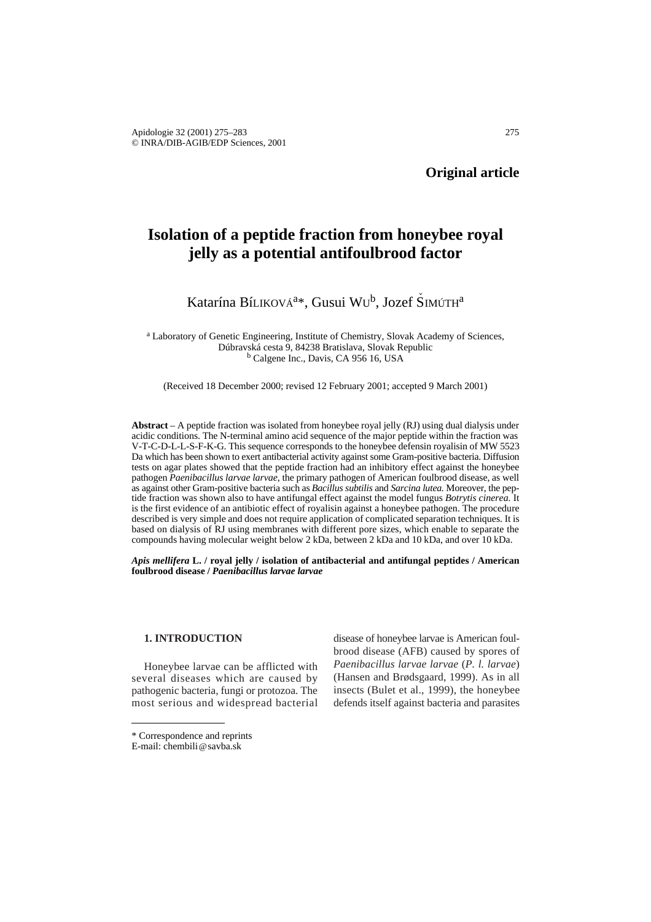**Original article**

# Isolation of a peptide fraction from honeybee royal jelly as a potential antifoulbrood factor

Katarína Bíliková[a]*, Gusui Wu[b], Jozef Šimúth[a]

[a] Laboratory of Genetic Engineering, Institute of Chemistry, Slovak Academy of Sciences, Dúbravská cesta 9, 84238 Bratislava, Slovak Republic
[b] Calgene Inc., Davis, CA 956 16, USA

(Received 18 December 2000; revised 12 February 2001; accepted 9 March 2001)

**Abstract** – A peptide fraction was isolated from honeybee royal jelly (RJ) using dual dialysis under acidic conditions. The N-terminal amino acid sequence of the major peptide within the fraction was V-T-C-D-L-L-S-F-K-G. This sequence corresponds to the honeybee defensin royalisin of MW 5523 Da which has been shown to exert antibacterial activity against some Gram-positive bacteria. Diffusion tests on agar plates showed that the peptide fraction had an inhibitory effect against the honeybee pathogen *Paenibacillus larvae larvae*, the primary pathogen of American foulbrood disease, as well as against other Gram-positive bacteria such as *Bacillus subtilis* and *Sarcina lutea.* Moreover, the peptide fraction was shown also to have antifungal effect against the model fungus *Botrytis cinerea.* It is the first evidence of an antibiotic effect of royalisin against a honeybee pathogen. The procedure described is very simple and does not require application of complicated separation techniques. It is based on dialysis of RJ using membranes with different pore sizes, which enable to separate the compounds having molecular weight below 2 kDa, between 2 kDa and 10 kDa, and over 10 kDa.

***Apis mellifera* L. / royal jelly / isolation of antibacterial and antifungal peptides / American foulbrood disease / *Paenibacillus larvae larvae***

## 1. INTRODUCTION

Honeybee larvae can be afflicted with several diseases which are caused by pathogenic bacteria, fungi or protozoa. The most serious and widespread bacterial disease of honeybee larvae is American foulbrood disease (AFB) caused by spores of *Paenibacillus larvae larvae* (*P. l. larvae*) (Hansen and Brødsgaard, 1999). As in all insects (Bulet et al., 1999), the honeybee defends itself against bacteria and parasites

\* Correspondence and reprints
E-mail: chembili@savba.sk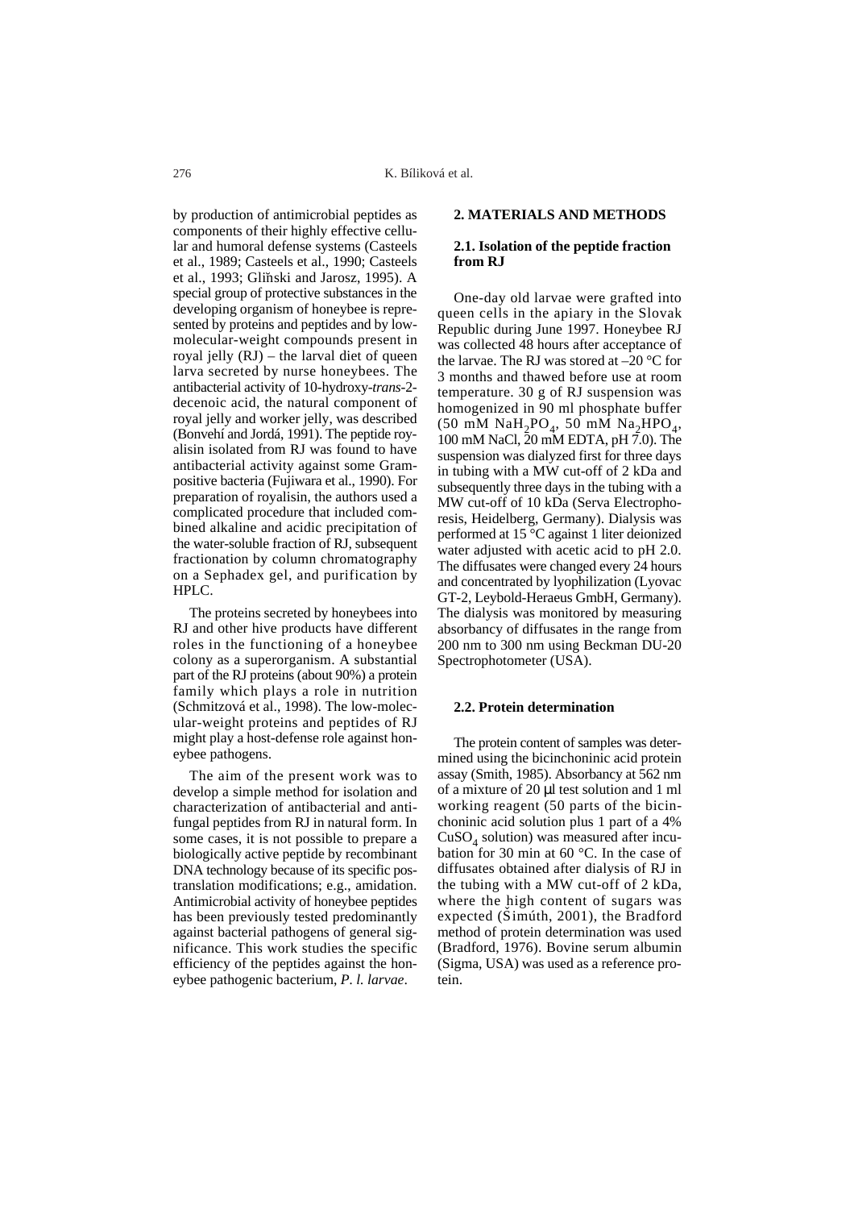by production of antimicrobial peptides as components of their highly effective cellular and humoral defense systems (Casteels et al., 1989; Casteels et al., 1990; Casteels et al., 1993; Gliňski and Jarosz, 1995). A special group of protective substances in the developing organism of honeybee is represented by proteins and peptides and by low-molecular-weight compounds present in royal jelly (RJ) – the larval diet of queen larva secreted by nurse honeybees. The antibacterial activity of 10-hydroxy-*trans*-2-decenoic acid, the natural component of royal jelly and worker jelly, was described (Bonvehí and Jordá, 1991). The peptide royalisin isolated from RJ was found to have antibacterial activity against some Gram-positive bacteria (Fujiwara et al., 1990). For preparation of royalisin, the authors used a complicated procedure that included combined alkaline and acidic precipitation of the water-soluble fraction of RJ, subsequent fractionation by column chromatography on a Sephadex gel, and purification by HPLC.

The proteins secreted by honeybees into RJ and other hive products have different roles in the functioning of a honeybee colony as a superorganism. A substantial part of the RJ proteins (about 90%) a protein family which plays a role in nutrition (Schmitzová et al., 1998). The low-molecular-weight proteins and peptides of RJ might play a host-defense role against honeybee pathogens.

The aim of the present work was to develop a simple method for isolation and characterization of antibacterial and antifungal peptides from RJ in natural form. In some cases, it is not possible to prepare a biologically active peptide by recombinant DNA technology because of its specific post-translation modifications; e.g., amidation. Antimicrobial activity of honeybee peptides has been previously tested predominantly against bacterial pathogens of general significance. This work studies the specific efficiency of the peptides against the honeybee pathogenic bacterium, *P. l. larvae*.

## 2. MATERIALS AND METHODS

### 2.1. Isolation of the peptide fraction from RJ

One-day old larvae were grafted into queen cells in the apiary in the Slovak Republic during June 1997. Honeybee RJ was collected 48 hours after acceptance of the larvae. The RJ was stored at –20 °C for 3 months and thawed before use at room temperature. 30 g of RJ suspension was homogenized in 90 ml phosphate buffer (50 mM $NaH_2PO_4$, 50 mM $Na_2HPO_4$, 100 mM NaCl, 20 mM EDTA, pH 7.0). The suspension was dialyzed first for three days in tubing with a MW cut-off of 2 kDa and subsequently three days in the tubing with a MW cut-off of 10 kDa (Serva Electrophoresis, Heidelberg, Germany). Dialysis was performed at 15 °C against 1 liter deionized water adjusted with acetic acid to pH 2.0. The diffusates were changed every 24 hours and concentrated by lyophilization (Lyovac GT-2, Leybold-Heraeus GmbH, Germany). The dialysis was monitored by measuring absorbancy of diffusates in the range from 200 nm to 300 nm using Beckman DU-20 Spectrophotometer (USA).

### 2.2. Protein determination

The protein content of samples was determined using the bicinchoninic acid protein assay (Smith, 1985). Absorbancy at 562 nm of a mixture of 20 μl test solution and 1 ml working reagent (50 parts of the bicinchoninic acid solution plus 1 part of a 4% $CuSO_4$ solution) was measured after incubation for 30 min at 60 °C. In the case of diffusates obtained after dialysis of RJ in the tubing with a MW cut-off of 2 kDa, where the high content of sugars was expected (Šimúth, 2001), the Bradford method of protein determination was used (Bradford, 1976). Bovine serum albumin (Sigma, USA) was used as a reference protein.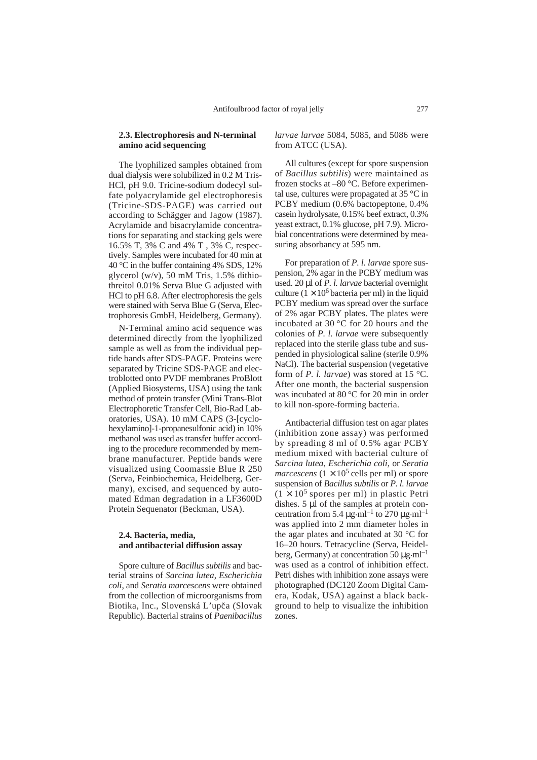### 2.3. Electrophoresis and N-terminal amino acid sequencing

The lyophilized samples obtained from dual dialysis were solubilized in 0.2 M Tris-HCl, pH 9.0. Tricine-sodium dodecyl sulfate polyacrylamide gel electrophoresis (Tricine-SDS-PAGE) was carried out according to Schägger and Jagow (1987). Acrylamide and bisacrylamide concentrations for separating and stacking gels were 16.5% T, 3% C and 4% T , 3% C, respectively. Samples were incubated for 40 min at 40 °C in the buffer containing 4% SDS, 12% glycerol (w/v), 50 mM Tris, 1.5% dithiothreitol 0.01% Serva Blue G adjusted with HCl to pH 6.8. After electrophoresis the gels were stained with Serva Blue G (Serva, Electrophoresis GmbH, Heidelberg, Germany).

N-Terminal amino acid sequence was determined directly from the lyophilized sample as well as from the individual peptide bands after SDS-PAGE. Proteins were separated by Tricine SDS-PAGE and electroblotted onto PVDF membranes ProBlott (Applied Biosystems, USA) using the tank method of protein transfer (Mini Trans-Blot Electrophoretic Transfer Cell, Bio-Rad Laboratories, USA). 10 mM CAPS (3-[cyclohexylamino]-1-propanesulfonic acid) in 10% methanol was used as transfer buffer according to the procedure recommended by membrane manufacturer. Peptide bands were visualized using Coomassie Blue R 250 (Serva, Feinbiochemica, Heidelberg, Germany), excised, and sequenced by automated Edman degradation in a LF3600D Protein Sequenator (Beckman, USA).

### 2.4. Bacteria, media, and antibacterial diffusion assay

Spore culture of *Bacillus subtilis* and bacterial strains of *Sarcina lutea*, *Escherichia coli*, and *Seratia marcescens* were obtained from the collection of microorganisms from Biotika, Inc., Slovenská L'upča (Slovak Republic). Bacterial strains of *Paenibacillus larvae larvae* 5084, 5085, and 5086 were from ATCC (USA).

All cultures (except for spore suspension of *Bacillus subtilis*) were maintained as frozen stocks at –80 °C. Before experimental use, cultures were propagated at 35 °C in PCBY medium (0.6% bactopeptone, 0.4% casein hydrolysate, 0.15% beef extract, 0.3% yeast extract, 0.1% glucose, pH 7.9). Microbial concentrations were determined by measuring absorbance at 595 nm.

For preparation of *P. l. larvae* spore suspension, 2% agar in the PCBY medium was used. 20 μl of *P. l. larvae* bacterial overnight culture ($1 \times 10^6$ bacteria per ml) in the liquid PCBY medium was spread over the surface of 2% agar PCBY plates. The plates were incubated at 30 °C for 20 hours and the colonies of *P. l. larvae* were subsequently replaced into the sterile glass tube and suspended in physiological saline (sterile 0.9% NaCl). The bacterial suspension (vegetative form of *P. l. larvae*) was stored at 15 °C. After one month, the bacterial suspension was incubated at 80 °C for 20 min in order to kill non-spore-forming bacteria.

Antibacterial diffusion test on agar plates (inhibition zone assay) was performed by spreading 8 ml of 0.5% agar PCBY medium mixed with bacterial culture of *Sarcina lutea*, *Escherichia coli*, or *Seratia marcescens* ($1 \times 10^5$ cells per ml) or spore suspension of *Bacillus subtilis* or *P. l. larvae* ($1 \times 10^5$ spores per ml) in plastic Petri dishes. 5 μl of the samples at protein concentration from 5.4 $\mu g \cdot ml^{-1}$ to 270 $\mu g \cdot ml^{-1}$ was applied into 2 mm diameter holes in the agar plates and incubated at 30 °C for 16–20 hours. Tetracycline (Serva, Heidelberg, Germany) at concentration 50 $\mu g \cdot ml^{-1}$ was used as a control of inhibition effect. Petri dishes with inhibition zone assays were photographed (DC120 Zoom Digital Camera, Kodak, USA) against a black background to help to visualize the inhibition zones.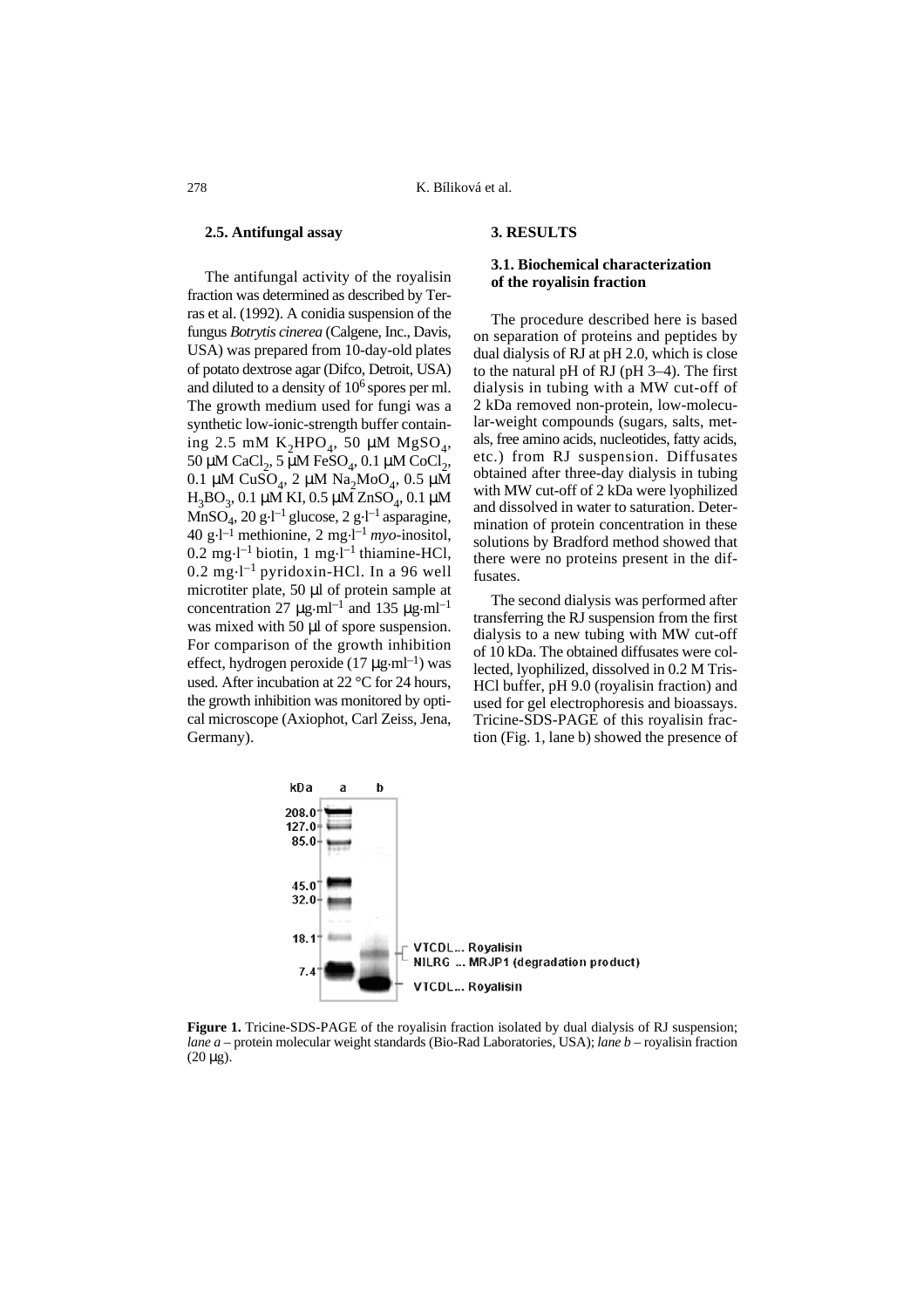### 2.5. Antifungal assay

The antifungal activity of the royalisin fraction was determined as described by Terras et al. (1992). A conidia suspension of the fungus *Botrytis cinerea* (Calgene, Inc., Davis, USA) was prepared from 10-day-old plates of potato dextrose agar (Difco, Detroit, USA) and diluted to a density of $10^6$ spores per ml. The growth medium used for fungi was a synthetic low-ionic-strength buffer containing 2.5 mM $K_2HPO_4$, 50 μM $MgSO_4$, 50 μM $CaCl_2$, 5 μM $FeSO_4$, 0.1 μM $CoCl_2$, 0.1 μM $CuSO_4$, 2 μM $Na_2MoO_4$, 0.5 μM $H_3BO_3$, 0.1 μM KI, 0.5 μM $ZnSO_4$, 0.1 μM $MnSO_4$, 20 $g \cdot l^{-1}$ glucose, 2 $g \cdot l^{-1}$ asparagine, 40 $g \cdot l^{-1}$ methionine, 2 $mg \cdot l^{-1}$ *myo*-inositol, 0.2 $mg \cdot l^{-1}$ biotin, 1 $mg \cdot l^{-1}$ thiamine-HCl, 0.2 $mg \cdot l^{-1}$ pyridoxin-HCl. In a 96 well microtiter plate, 50 μl of protein sample at concentration 27 $\mu g \cdot ml^{-1}$ and 135 $\mu g \cdot ml^{-1}$ was mixed with 50 μl of spore suspension. For comparison of the growth inhibition effect, hydrogen peroxide (17 $\mu g \cdot ml^{-1}$) was used. After incubation at 22 °C for 24 hours, the growth inhibition was monitored by optical microscope (Axiophot, Carl Zeiss, Jena, Germany).

## 3. RESULTS

### 3.1. Biochemical characterization of the royalisin fraction

The procedure described here is based on separation of proteins and peptides by dual dialysis of RJ at pH 2.0, which is close to the natural pH of RJ (pH 3–4). The first dialysis in tubing with a MW cut-off of 2 kDa removed non-protein, low-molecular-weight compounds (sugars, salts, metals, free amino acids, nucleotides, fatty acids, etc.) from RJ suspension. Diffusates obtained after three-day dialysis in tubing with MW cut-off of 2 kDa were lyophilized and dissolved in water to saturation. Determination of protein concentration in these solutions by Bradford method showed that there were no proteins present in the diffusates.

The second dialysis was performed after transferring the RJ suspension from the first dialysis to a new tubing with MW cut-off of 10 kDa. The obtained diffusates were collected, lyophilized, dissolved in 0.2 M Tris-HCl buffer, pH 9.0 (royalisin fraction) and used for gel electrophoresis and bioassays. Tricine-SDS-PAGE of this royalisin fraction (Fig. 1, lane b) showed the presence of

**Figure 1.** Tricine-SDS-PAGE of the royalisin fraction isolated by dual dialysis of RJ suspension; *lane a* – protein molecular weight standards (Bio-Rad Laboratories, USA); *lane b* – royalisin fraction (20 μg).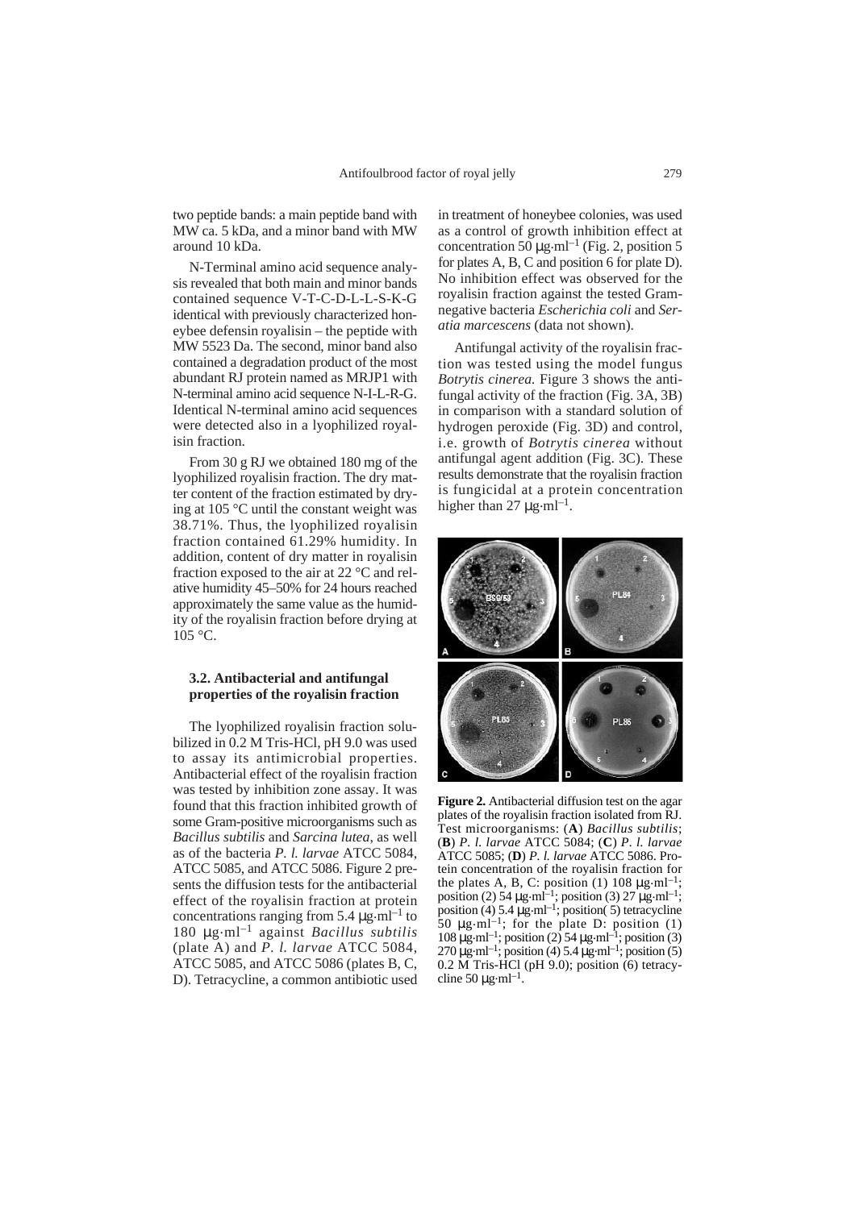two peptide bands: a main peptide band with MW ca. 5 kDa, and a minor band with MW around 10 kDa.

N-Terminal amino acid sequence analysis revealed that both main and minor bands contained sequence V-T-C-D-L-L-S-K-G identical with previously characterized honeybee defensin royalisin – the peptide with MW 5523 Da. The second, minor band also contained a degradation product of the most abundant RJ protein named as MRJP1 with N-terminal amino acid sequence N-I-L-R-G. Identical N-terminal amino acid sequences were detected also in a lyophilized royalisin fraction.

From 30 g RJ we obtained 180 mg of the lyophilized royalisin fraction. The dry matter content of the fraction estimated by drying at 105 °C until the constant weight was 38.71%. Thus, the lyophilized royalisin fraction contained 61.29% humidity. In addition, content of dry matter in royalisin fraction exposed to the air at 22 °C and relative humidity 45–50% for 24 hours reached approximately the same value as the humidity of the royalisin fraction before drying at 105 °C.

### 3.2. Antibacterial and antifungal properties of the royalisin fraction

The lyophilized royalisin fraction solubilized in 0.2 M Tris-HCl, pH 9.0 was used to assay its antimicrobial properties. Antibacterial effect of the royalisin fraction was tested by inhibition zone assay. It was found that this fraction inhibited growth of some Gram-positive microorganisms such as *Bacillus subtilis* and *Sarcina lutea*, as well as of the bacteria *P. l. larvae* ATCC 5084, ATCC 5085, and ATCC 5086. Figure 2 presents the diffusion tests for the antibacterial effect of the royalisin fraction at protein concentrations ranging from 5.4 $\mu g \cdot ml^{-1}$ to 180 $\mu g \cdot ml^{-1}$ against *Bacillus subtilis* (plate A) and *P. l. larvae* ATCC 5084, ATCC 5085, and ATCC 5086 (plates B, C, D). Tetracycline, a common antibiotic used in treatment of honeybee colonies, was used as a control of growth inhibition effect at concentration 50 $\mu g \cdot ml^{-1}$ (Fig. 2, position 5 for plates A, B, C and position 6 for plate D). No inhibition effect was observed for the royalisin fraction against the tested Gram-negative bacteria *Escherichia coli* and *Seratia marcescens* (data not shown).

Antifungal activity of the royalisin fraction was tested using the model fungus *Botrytis cinerea.* Figure 3 shows the antifungal activity of the fraction (Fig. 3A, 3B) in comparison with a standard solution of hydrogen peroxide (Fig. 3D) and control, i.e. growth of *Botrytis cinerea* without antifungal agent addition (Fig. 3C). These results demonstrate that the royalisin fraction is fungicidal at a protein concentration higher than 27 $\mu g \cdot ml^{-1}$.

**Figure 2.** Antibacterial diffusion test on the agar plates of the royalisin fraction isolated from RJ. Test microorganisms: (**A**) *Bacillus subtilis*; (**B**) *P. l. larvae* ATCC 5084; (**C**) *P. l. larvae* ATCC 5085; (**D**) *P. l. larvae* ATCC 5086. Protein concentration of the royalisin fraction for the plates A, B, C: position (1) 108 $\mu g \cdot ml^{-1}$; position (2) 54 $\mu g \cdot ml^{-1}$; position (3) 27 $\mu g \cdot ml^{-1}$; position (4) 5.4 $\mu g \cdot ml^{-1}$; position( 5) tetracycline 50 $\mu g \cdot ml^{-1}$; for the plate D: position (1) 108 $\mu g \cdot ml^{-1}$; position (2) 54 $\mu g \cdot ml^{-1}$; position (3) 270 $\mu g \cdot ml^{-1}$; position (4) 5.4 $\mu g \cdot ml^{-1}$; position (5) 0.2 M Tris-HCl (pH 9.0); position (6) tetracycline 50 $\mu g \cdot ml^{-1}$.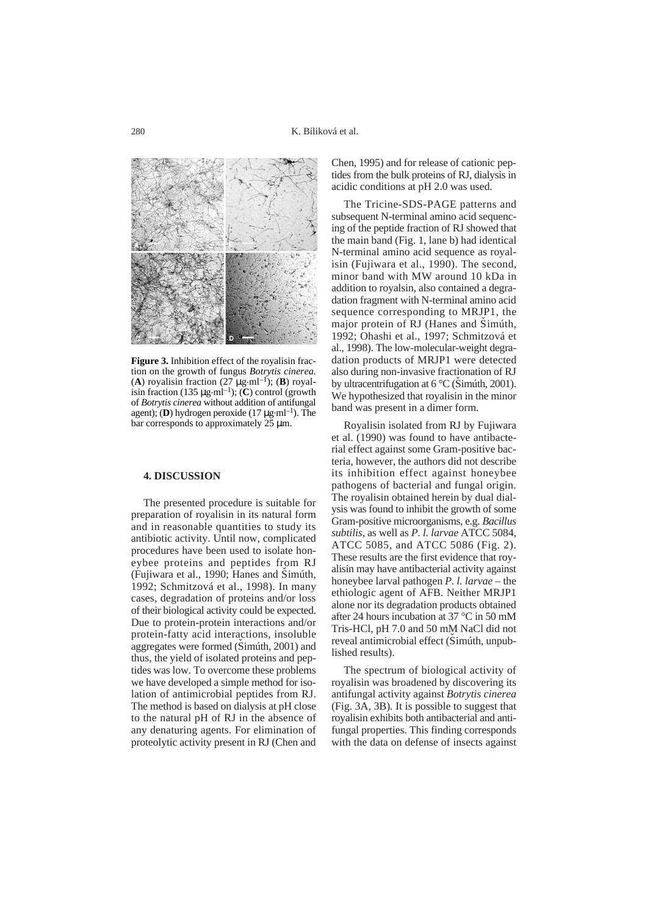**Figure 3.** Inhibition effect of the royalisin fraction on the growth of fungus *Botrytis cinerea*. (**A**) royalisin fraction (27 μg·ml$^{-1}$); (**B**) royalisin fraction (135 μg·ml$^{-1}$); (**C**) control (growth of *Botrytis cinerea* without addition of antifungal agent); (**D**) hydrogen peroxide (17 μg·ml$^{-1}$). The bar corresponds to approximately 25 μm.

## 4. DISCUSSION

The presented procedure is suitable for preparation of royalisin in its natural form and in reasonable quantities to study its antibiotic activity. Until now, complicated procedures have been used to isolate honeybee proteins and peptides from RJ (Fujiwara et al., 1990; Hanes and Šimúth, 1992; Schmitzová et al., 1998). In many cases, degradation of proteins and/or loss of their biological activity could be expected. Due to protein-protein interactions and/or protein-fatty acid interactions, insoluble aggregates were formed (Šimúth, 2001) and thus, the yield of isolated proteins and peptides was low. To overcome these problems we have developed a simple method for isolation of antimicrobial peptides from RJ. The method is based on dialysis at pH close to the natural pH of RJ in the absence of any denaturing agents. For elimination of proteolytic activity present in RJ (Chen and Chen, 1995) and for release of cationic peptides from the bulk proteins of RJ, dialysis in acidic conditions at pH 2.0 was used.

The Tricine-SDS-PAGE patterns and subsequent N-terminal amino acid sequencing of the peptide fraction of RJ showed that the main band (Fig. 1, lane b) had identical N-terminal amino acid sequence as royalisin (Fujiwara et al., 1990). The second, minor band with MW around 10 kDa in addition to royalsin, also contained a degradation fragment with N-terminal amino acid sequence corresponding to MRJP1, the major protein of RJ (Hanes and Šimúth, 1992; Ohashi et al., 1997; Schmitzová et al., 1998). The low-molecular-weight degradation products of MRJP1 were detected also during non-invasive fractionation of RJ by ultracentrifugation at 6 °C (Šimúth, 2001). We hypothesized that royalisin in the minor band was present in a dimer form.

Royalisin isolated from RJ by Fujiwara et al. (1990) was found to have antibacterial effect against some Gram-positive bacteria, however, the authors did not describe its inhibition effect against honeybee pathogens of bacterial and fungal origin. The royalisin obtained herein by dual dialysis was found to inhibit the growth of some Gram-positive microorganisms, e.g. *Bacillus subtilis*, as well as *P. l. larvae* ATCC 5084, ATCC 5085, and ATCC 5086 (Fig. 2). These results are the first evidence that royalisin may have antibacterial activity against honeybee larval pathogen *P. l. larvae* – the ethiologic agent of AFB. Neither MRJP1 alone nor its degradation products obtained after 24 hours incubation at 37 °C in 50 mM Tris-HCl, pH 7.0 and 50 mM NaCl did not reveal antimicrobial effect (Šimúth, unpublished results).

The spectrum of biological activity of royalisin was broadened by discovering its antifungal activity against *Botrytis cinerea* (Fig. 3A, 3B). It is possible to suggest that royalisin exhibits both antibacterial and antifungal properties. This finding corresponds with the data on defense of insects against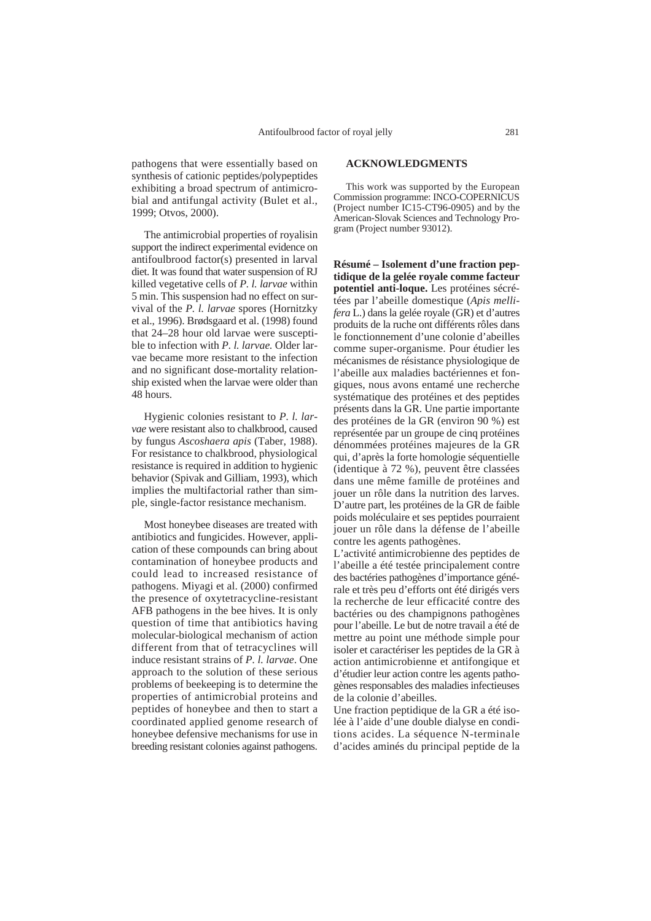pathogens that were essentially based on synthesis of cationic peptides/polypeptides exhibiting a broad spectrum of antimicrobial and antifungal activity (Bulet et al., 1999; Otvos, 2000).

The antimicrobial properties of royalisin support the indirect experimental evidence on antifoulbrood factor(s) presented in larval diet. It was found that water suspension of RJ killed vegetative cells of *P. l. larvae* within 5 min. This suspension had no effect on survival of the *P. l. larvae* spores (Hornitzky et al., 1996). Brødsgaard et al. (1998) found that 24–28 hour old larvae were susceptible to infection with *P. l. larvae.* Older larvae became more resistant to the infection and no significant dose-mortality relationship existed when the larvae were older than 48 hours.

Hygienic colonies resistant to *P. l. larvae* were resistant also to chalkbrood, caused by fungus *Ascoshaera apis* (Taber, 1988). For resistance to chalkbrood, physiological resistance is required in addition to hygienic behavior (Spivak and Gilliam, 1993), which implies the multifactorial rather than simple, single-factor resistance mechanism.

Most honeybee diseases are treated with antibiotics and fungicides. However, application of these compounds can bring about contamination of honeybee products and could lead to increased resistance of pathogens. Miyagi et al. (2000) confirmed the presence of oxytetracycline-resistant AFB pathogens in the bee hives. It is only question of time that antibiotics having molecular-biological mechanism of action different from that of tetracyclines will induce resistant strains of *P. l. larvae*. One approach to the solution of these serious problems of beekeeping is to determine the properties of antimicrobial proteins and peptides of honeybee and then to start a coordinated applied genome research of honeybee defensive mechanisms for use in breeding resistant colonies against pathogens.

## ACKNOWLEDGMENTS

This work was supported by the European Commission programme: INCO-COPERNICUS (Project number IC15-CT96-0905) and by the American-Slovak Sciences and Technology Program (Project number 93012).

**Résumé – Isolement d'une fraction peptidique de la gelée royale comme facteur potentiel anti-loque.** Les protéines sécrétées par l'abeille domestique (*Apis mellifera* L.) dans la gelée royale (GR) et d'autres produits de la ruche ont différents rôles dans le fonctionnement d'une colonie d'abeilles comme super-organisme. Pour étudier les mécanismes de résistance physiologique de l'abeille aux maladies bactériennes et fongiques, nous avons entamé une recherche systématique des protéines et des peptides présents dans la GR. Une partie importante des protéines de la GR (environ 90 %) est représentée par un groupe de cinq protéines dénommées protéines majeures de la GR qui, d'après la forte homologie séquentielle (identique à 72 %), peuvent être classées dans une même famille de protéines and jouer un rôle dans la nutrition des larves. D'autre part, les protéines de la GR de faible poids moléculaire et ses peptides pourraient jouer un rôle dans la défense de l'abeille contre les agents pathogènes.

L'activité antimicrobienne des peptides de l'abeille a été testée principalement contre des bactéries pathogènes d'importance générale et très peu d'efforts ont été dirigés vers la recherche de leur efficacité contre des bactéries ou des champignons pathogènes pour l'abeille. Le but de notre travail a été de mettre au point une méthode simple pour isoler et caractériser les peptides de la GR à action antimicrobienne et antifongique et d'étudier leur action contre les agents pathogènes responsables des maladies infectieuses de la colonie d'abeilles.

Une fraction peptidique de la GR a été isolée à l'aide d'une double dialyse en conditions acides. La séquence N-terminale d'acides aminés du principal peptide de la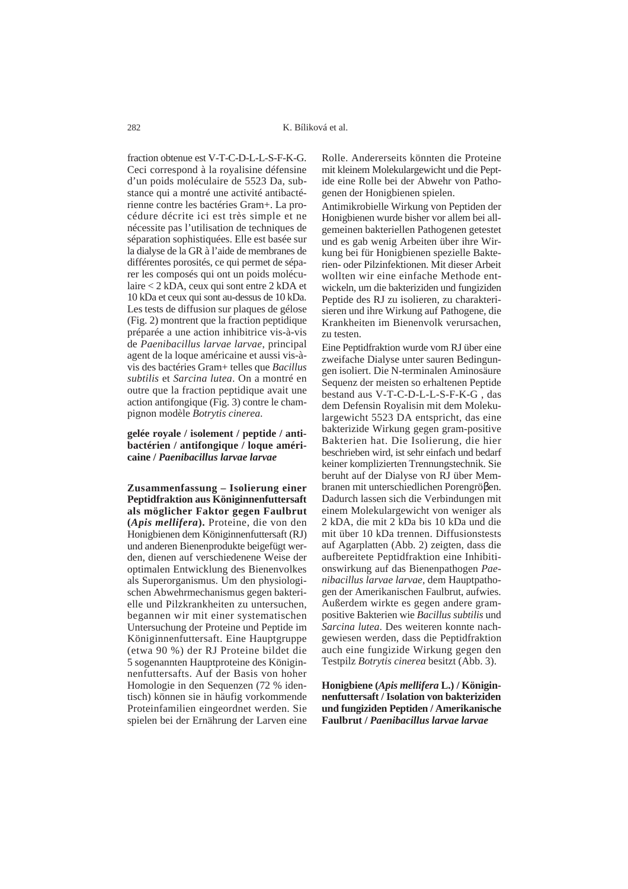fraction obtenue est V-T-C-D-L-L-S-F-K-G. Ceci correspond à la royalisine défensine d'un poids moléculaire de 5523 Da, substance qui a montré une activité antibactérienne contre les bactéries Gram+. La procédure décrite ici est très simple et ne nécessite pas l'utilisation de techniques de séparation sophistiquées. Elle est basée sur la dialyse de la GR à l'aide de membranes de différentes porosités, ce qui permet de séparer les composés qui ont un poids moléculaire < 2 kDA, ceux qui sont entre 2 kDA et 10 kDa et ceux qui sont au-dessus de 10 kDa. Les tests de diffusion sur plaques de gélose (Fig. 2) montrent que la fraction peptidique préparée a une action inhibitrice vis-à-vis de *Paenibacillus larvae larvae*, principal agent de la loque américaine et aussi vis-à-vis des bactéries Gram+ telles que *Bacillus subtilis* et *Sarcina lutea*. On a montré en outre que la fraction peptidique avait une action antifongique (Fig. 3) contre le champignon modèle *Botrytis cinerea*.

**gelée royale / isolement / peptide / antibactérien / antifongique / loque américaine / *Paenibacillus larvae larvae***

**Zusammenfassung – Isolierung einer Peptidfraktion aus Königinnenfuttersaft als möglicher Faktor gegen Faulbrut (*Apis mellifera*).** Proteine, die von den Honigbienen dem Königinnenfuttersaft (RJ) und anderen Bienenprodukte beigefügt werden, dienen auf verschiedenene Weise der optimalen Entwicklung des Bienenvolkes als Superorganismus. Um den physiologischen Abwehrmechanismus gegen bakterielle und Pilzkrankheiten zu untersuchen, begannen wir mit einer systematischen Untersuchung der Proteine und Peptide im Königinnenfuttersaft. Eine Hauptgruppe (etwa 90 %) der RJ Proteine bildet die 5 sogenannten Hauptproteine des Königinnenfuttersafts. Auf der Basis von hoher Homologie in den Sequenzen (72 % identisch) können sie in häufig vorkommende Proteinfamilien eingeordnet werden. Sie spielen bei der Ernährung der Larven eine Rolle. Andererseits könnten die Proteine mit kleinem Molekulargewicht und die Peptide eine Rolle bei der Abwehr von Pathogenen der Honigbienen spielen.

Antimikrobielle Wirkung von Peptiden der Honigbienen wurde bisher vor allem bei allgemeinen bakteriellen Pathogenen getestet und es gab wenig Arbeiten über ihre Wirkung bei für Honigbienen spezielle Bakterien- oder Pilzinfektionen. Mit dieser Arbeit wollten wir eine einfache Methode entwickeln, um die bakteriziden und fungiziden Peptide des RJ zu isolieren, zu charakterisieren und ihre Wirkung auf Pathogene, die Krankheiten im Bienenvolk verursachen, zu testen.

Eine Peptidfraktion wurde vom RJ über eine zweifache Dialyse unter sauren Bedingungen isoliert. Die N-terminalen Aminosäure Sequenz der meisten so erhaltenen Peptide bestand aus V-T-C-D-L-L-S-F-K-G , das dem Defensin Royalisin mit dem Molekulargewicht 5523 DA entspricht, das eine bakterizide Wirkung gegen gram-positive Bakterien hat. Die Isolierung, die hier beschrieben wird, ist sehr einfach und bedarf keiner komplizierten Trennungstechnik. Sie beruht auf der Dialyse von RJ über Membranen mit unterschiedlichen Porengröβen. Dadurch lassen sich die Verbindungen mit einem Molekulargewicht von weniger als 2 kDA, die mit 2 kDa bis 10 kDa und die mit über 10 kDa trennen. Diffusionstests auf Agarplatten (Abb. 2) zeigten, dass die aufbereitete Peptidfraktion eine Inhibitionswirkung auf das Bienenpathogen *Paenibacillus larvae larvae*, dem Hauptpathogen der Amerikanischen Faulbrut, aufwies. Außerdem wirkte es gegen andere gram-positive Bakterien wie *Bacillus subtilis* und *Sarcina lutea*. Des weiteren konnte nachgewiesen werden, dass die Peptidfraktion auch eine fungizide Wirkung gegen den Testpilz *Botrytis cinerea* besitzt (Abb. 3).

**Honigbiene (*Apis mellifera* L.) / Königinnenfuttersaft / Isolation von bakteriziden und fungiziden Peptiden / Amerikanische Faulbrut / *Paenibacillus larvae larvae***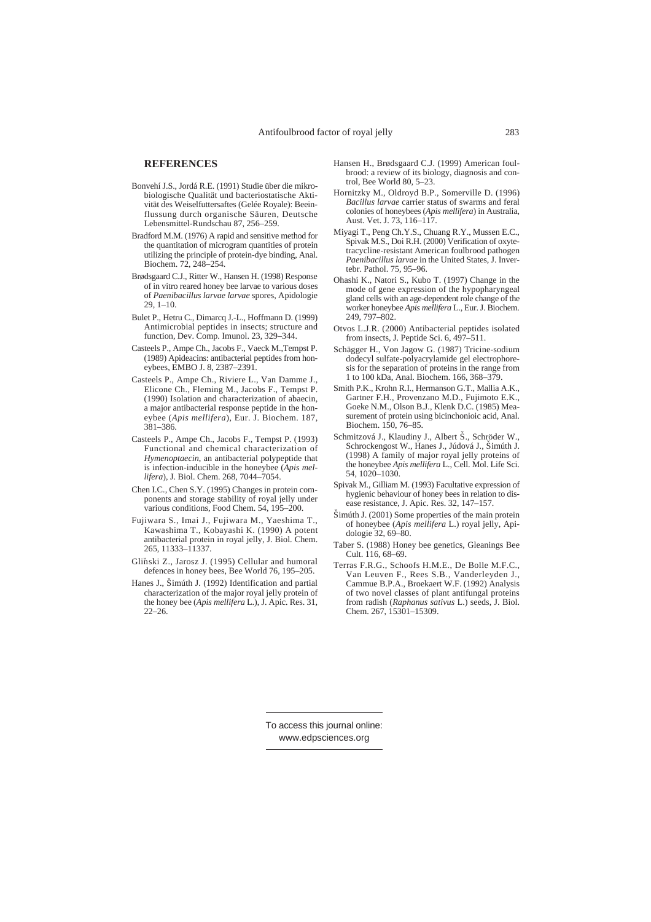## REFERENCES

Bonvehí J.S., Jordá R.E. (1991) Studie über die mikrobiologische Qualität und bacteriostatische Aktivität des Weiselfuttersaftes (Gelée Royale): Beeinflussung durch organische Säuren, Deutsche Lebensmittel-Rundschau 87, 256–259.

Bradford M.M. (1976) A rapid and sensitive method for the quantitation of microgram quantities of protein utilizing the principle of protein-dye binding, Anal. Biochem. 72, 248–254.

Brødsgaard C.J., Ritter W., Hansen H. (1998) Response of in vitro reared honey bee larvae to various doses of *Paenibacillus larvae larvae* spores, Apidologie 29, 1–10.

Bulet P., Hetru C., Dimarcq J.-L., Hoffmann D. (1999) Antimicrobial peptides in insects; structure and function, Dev. Comp. Imunol. 23, 329–344.

Casteels P., Ampe Ch., Jacobs F., Vaeck M.,Tempst P. (1989) Apideacins: antibacterial peptides from honeybees, EMBO J. 8, 2387–2391.

Casteels P., Ampe Ch., Riviere L., Van Damme J., Elicone Ch., Fleming M., Jacobs F., Tempst P. (1990) Isolation and characterization of abaecin, a major antibacterial response peptide in the honeybee (*Apis mellifera*), Eur. J. Biochem. 187, 381–386.

Casteels P., Ampe Ch., Jacobs F., Tempst P. (1993) Functional and chemical characterization of *Hymenoptaecin*, an antibacterial polypeptide that is infection-inducible in the honeybee (*Apis mellifera*), J. Biol. Chem. 268, 7044–7054.

Chen I.C., Chen S.Y. (1995) Changes in protein components and storage stability of royal jelly under various conditions, Food Chem. 54, 195–200.

Fujiwara S., Imai J., Fujiwara M., Yaeshima T., Kawashima T., Kobayashi K. (1990) A potent antibacterial protein in royal jelly, J. Biol. Chem. 265, 11333–11337.

Gliñski Z., Jarosz J. (1995) Cellular and humoral defences in honey bees, Bee World 76, 195–205.

Hanes J., Šimúth J. (1992) Identification and partial characterization of the major royal jelly protein of the honey bee (*Apis mellifera* L.), J. Apic. Res. 31, 22–26.

Hansen H., Brødsgaard C.J. (1999) American foulbrood: a review of its biology, diagnosis and control, Bee World 80, 5–23.

Hornitzky M., Oldroyd B.P., Somerville D. (1996) *Bacillus larvae* carrier status of swarms and feral colonies of honeybees (*Apis mellifera*) in Australia, Aust. Vet. J. 73, 116–117.

Miyagi T., Peng Ch.Y.S., Chuang R.Y., Mussen E.C., Spivak M.S., Doi R.H. (2000) Verification of oxytetracycline-resistant American foulbrood pathogen *Paenibacillus larvae* in the United States, J. Invertebr. Pathol. 75, 95–96.

Ohashi K., Natori S., Kubo T. (1997) Change in the mode of gene expression of the hypopharyngeal gland cells with an age-dependent role change of the worker honeybee *Apis mellifera* L., Eur. J. Biochem. 249, 797–802.

Otvos L.J.R. (2000) Antibacterial peptides isolated from insects, J. Peptide Sci. 6, 497–511.

Schägger H., Von Jagow G. (1987) Tricine-sodium dodecyl sulfate-polyacrylamide gel electrophoresis for the separation of proteins in the range from 1 to 100 kDa, Anal. Biochem. 166, 368–379.

Smith P.K., Krohn R.I., Hermanson G.T., Mallia A.K., Gartner F.H., Provenzano M.D., Fujimoto E.K., Goeke N.M., Olson B.J., Klenk D.C. (1985) Measurement of protein using bicinchonioic acid, Anal. Biochem. 150, 76–85.

Schmitzová J., Klaudiny J., Albert Š., Schröder W., Schrockengost W., Hanes J., Júdová J., Šimúth J. (1998) A family of major royal jelly proteins of the honeybee *Apis mellifera* L., Cell. Mol. Life Sci. 54, 1020–1030.

Spivak M., Gilliam M. (1993) Facultative expression of hygienic behaviour of honey bees in relation to disease resistance, J. Apic. Res. 32, 147–157.

Šimúth J. (2001) Some properties of the main protein of honeybee (*Apis mellifera* L.) royal jelly, Apidologie 32, 69–80.

Taber S. (1988) Honey bee genetics, Gleanings Bee Cult. 116, 68–69.

Terras F.R.G., Schoofs H.M.E., De Bolle M.F.C., Van Leuven F., Rees S.B., Vanderleyden J., Cammue B.P.A., Broekaert W.F. (1992) Analysis of two novel classes of plant antifungal proteins from radish (*Raphanus sativus* L.) seeds, J. Biol. Chem. 267, 15301–15309.

To access this journal online:
www.edpsciences.org